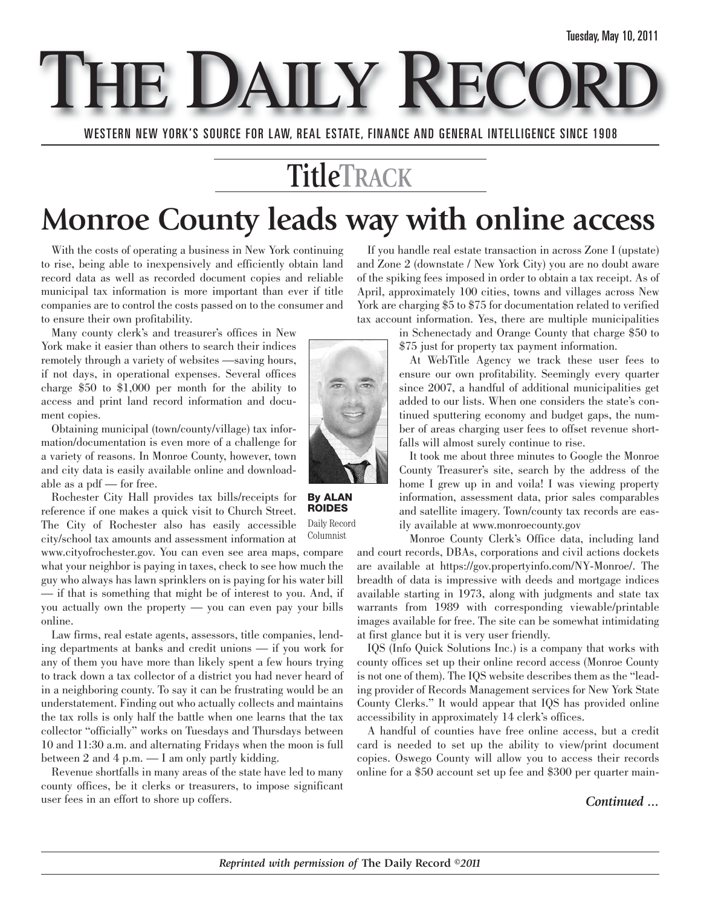Tuesday, May 10, 2011

# The Daily Record

WESTERN NEW YORK'S SOURCE FOR LAW, REAL ESTATE, FINANCE AND GENERAL INTELLIGENCE SINCE 1908

## TitleTRACK

# Monroe County leads way with online access

**By ALAN ROIDES**
Daily Record Columnist

With the costs of operating a business in New York continuing to rise, being able to inexpensively and efficiently obtain land record data as well as recorded document copies and reliable municipal tax information is more important than ever if title companies are to control the costs passed on to the consumer and to ensure their own profitability.

Many county clerk's and treasurer's offices in New York make it easier than others to search their indices remotely through a variety of websites —saving hours, if not days, in operational expenses. Several offices charge $50 to $1,000 per month for the ability to access and print land record information and document copies.

Obtaining municipal (town/county/village) tax information/documentation is even more of a challenge for a variety of reasons. In Monroe County, however, town and city data is easily available online and downloadable as a pdf — for free.

Rochester City Hall provides tax bills/receipts for reference if one makes a quick visit to Church Street. The City of Rochester also has easily accessible city/school tax amounts and assessment information at www.cityofrochester.gov. You can even see area maps, compare what your neighbor is paying in taxes, check to see how much the guy who always has lawn sprinklers on is paying for his water bill — if that is something that might be of interest to you. And, if you actually own the property — you can even pay your bills online.

Law firms, real estate agents, assessors, title companies, lending departments at banks and credit unions — if you work for any of them you have more than likely spent a few hours trying to track down a tax collector of a district you had never heard of in a neighboring county. To say it can be frustrating would be an understatement. Finding out who actually collects and maintains the tax rolls is only half the battle when one learns that the tax collector "officially" works on Tuesdays and Thursdays between 10 and 11:30 a.m. and alternating Fridays when the moon is full between 2 and 4 p.m. — I am only partly kidding.

Revenue shortfalls in many areas of the state have led to many county offices, be it clerks or treasurers, to impose significant user fees in an effort to shore up coffers.

If you handle real estate transaction in across Zone I (upstate) and Zone 2 (downstate / New York City) you are no doubt aware of the spiking fees imposed in order to obtain a tax receipt. As of April, approximately 100 cities, towns and villages across New York are charging $5 to $75 for documentation related to verified tax account information. Yes, there are multiple municipalities in Schenectady and Orange County that charge $50 to $75 just for property tax payment information.

At WebTitle Agency we track these user fees to ensure our own profitability. Seemingly every quarter since 2007, a handful of additional municipalities get added to our lists. When one considers the state's continued sputtering economy and budget gaps, the number of areas charging user fees to offset revenue shortfalls will almost surely continue to rise.

It took me about three minutes to Google the Monroe County Treasurer's site, search by the address of the home I grew up in and voila! I was viewing property information, assessment data, prior sales comparables and satellite imagery. Town/county tax records are easily available at www.monroecounty.gov

Monroe County Clerk's Office data, including land and court records, DBAs, corporations and civil actions dockets are available at https://gov.propertyinfo.com/NY-Monroe/. The breadth of data is impressive with deeds and mortgage indices available starting in 1973, along with judgments and state tax warrants from 1989 with corresponding viewable/printable images available for free. The site can be somewhat intimidating at first glance but it is very user friendly.

IQS (Info Quick Solutions Inc.) is a company that works with county offices set up their online record access (Monroe County is not one of them). The IQS website describes them as the "leading provider of Records Management services for New York State County Clerks." It would appear that IQS has provided online accessibility in approximately 14 clerk's offices.

A handful of counties have free online access, but a credit card is needed to set up the ability to view/print document copies. Oswego County will allow you to access their records online for a $50 account set up fee and $300 per quarter main-

***Continued ...***

*Reprinted with permission of* **The Daily Record** *©2011*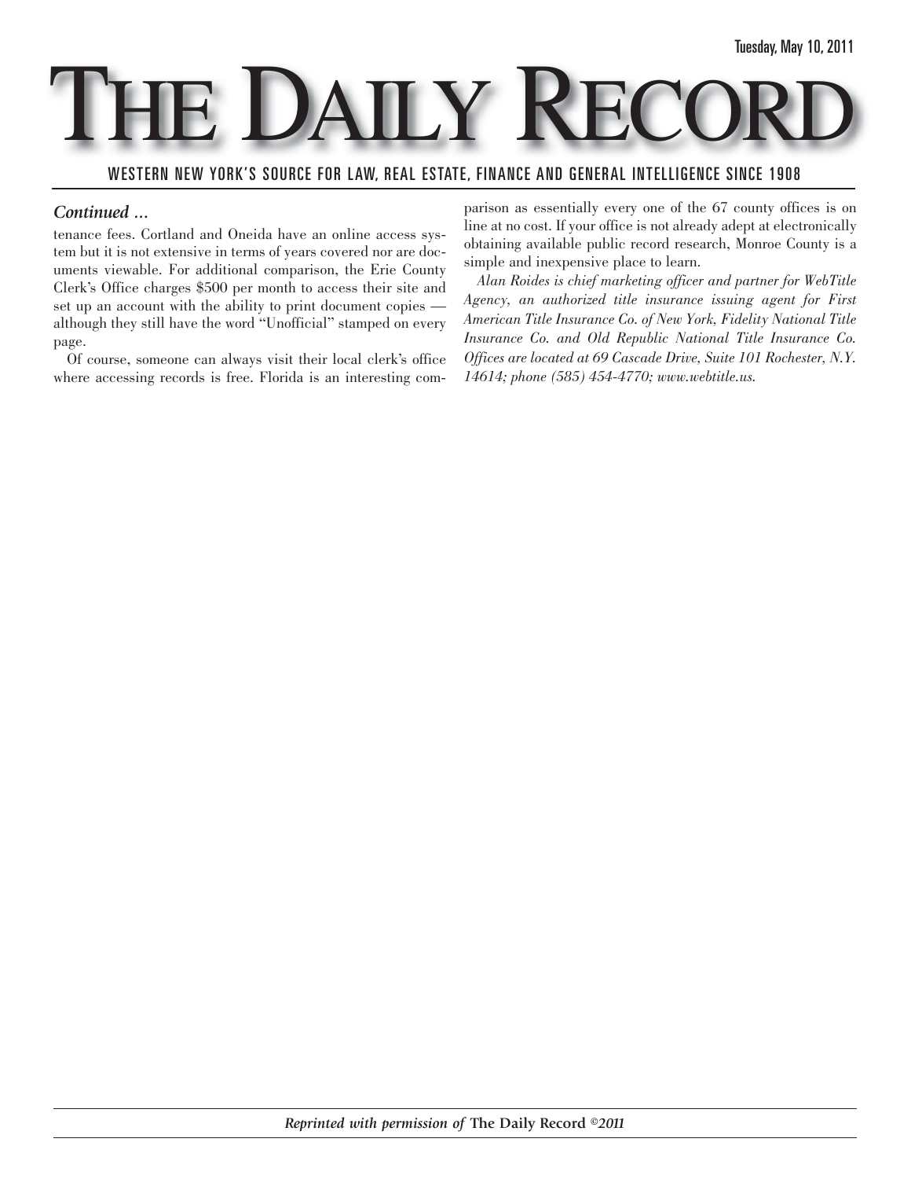*Continued ...*

tenance fees. Cortland and Oneida have an online access system but it is not extensive in terms of years covered nor are documents viewable. For additional comparison, the Erie County Clerk's Office charges $500 per month to access their site and set up an account with the ability to print document copies — although they still have the word "Unofficial" stamped on every page.

Of course, someone can always visit their local clerk's office where accessing records is free. Florida is an interesting comparison as essentially every one of the 67 county offices is on line at no cost. If your office is not already adept at electronically obtaining available public record research, Monroe County is a simple and inexpensive place to learn.

*Alan Roides is chief marketing officer and partner for WebTitle Agency, an authorized title insurance issuing agent for First American Title Insurance Co. of New York, Fidelity National Title Insurance Co. and Old Republic National Title Insurance Co. Offices are located at 69 Cascade Drive, Suite 101 Rochester, N.Y. 14614; phone (585) 454-4770; www.webtitle.us.*

*Reprinted with permission of* **The Daily Record** *©2011*